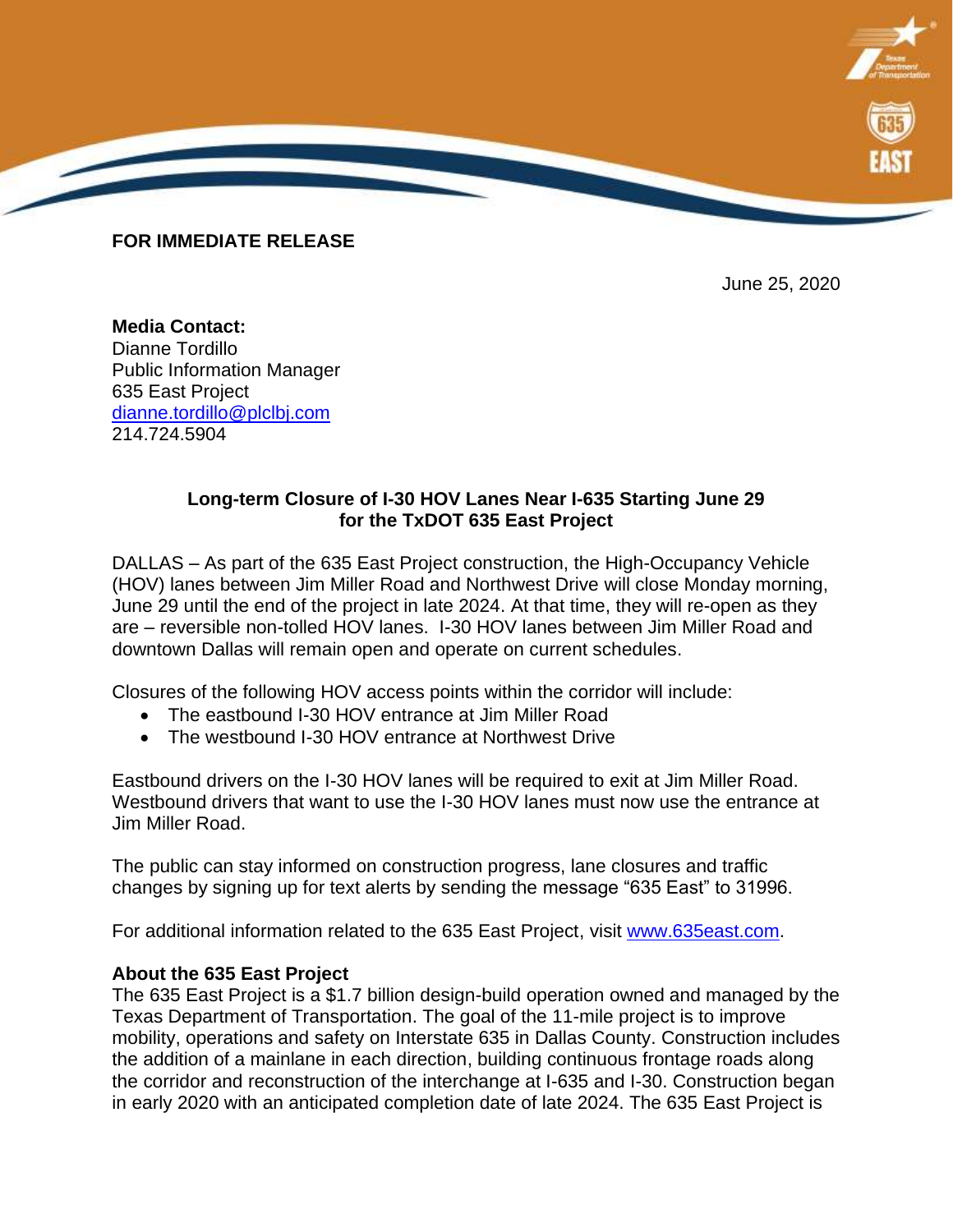**FOR IMMEDIATE RELEASE**

June 25, 2020

**Media Contact:**
Dianne Tordillo
Public Information Manager
635 East Project
[dianne.tordillo@plclbj.com](mailto:dianne.tordillo@plclbj.com)
214.724.5904

**Long-term Closure of I-30 HOV Lanes Near I-635 Starting June 29 for the TxDOT 635 East Project**

DALLAS – As part of the 635 East Project construction, the High-Occupancy Vehicle (HOV) lanes between Jim Miller Road and Northwest Drive will close Monday morning, June 29 until the end of the project in late 2024. At that time, they will re-open as they are – reversible non-tolled HOV lanes. I-30 HOV lanes between Jim Miller Road and downtown Dallas will remain open and operate on current schedules.

Closures of the following HOV access points within the corridor will include:

- The eastbound I-30 HOV entrance at Jim Miller Road
- The westbound I-30 HOV entrance at Northwest Drive

Eastbound drivers on the I-30 HOV lanes will be required to exit at Jim Miller Road. Westbound drivers that want to use the I-30 HOV lanes must now use the entrance at Jim Miller Road.

The public can stay informed on construction progress, lane closures and traffic changes by signing up for text alerts by sending the message "635 East" to 31996.

For additional information related to the 635 East Project, visit [www.635east.com](http://www.635east.com).

**About the 635 East Project**
The 635 East Project is a $1.7 billion design-build operation owned and managed by the Texas Department of Transportation. The goal of the 11-mile project is to improve mobility, operations and safety on Interstate 635 in Dallas County. Construction includes the addition of a mainlane in each direction, building continuous frontage roads along the corridor and reconstruction of the interchange at I-635 and I-30. Construction began in early 2020 with an anticipated completion date of late 2024. The 635 East Project is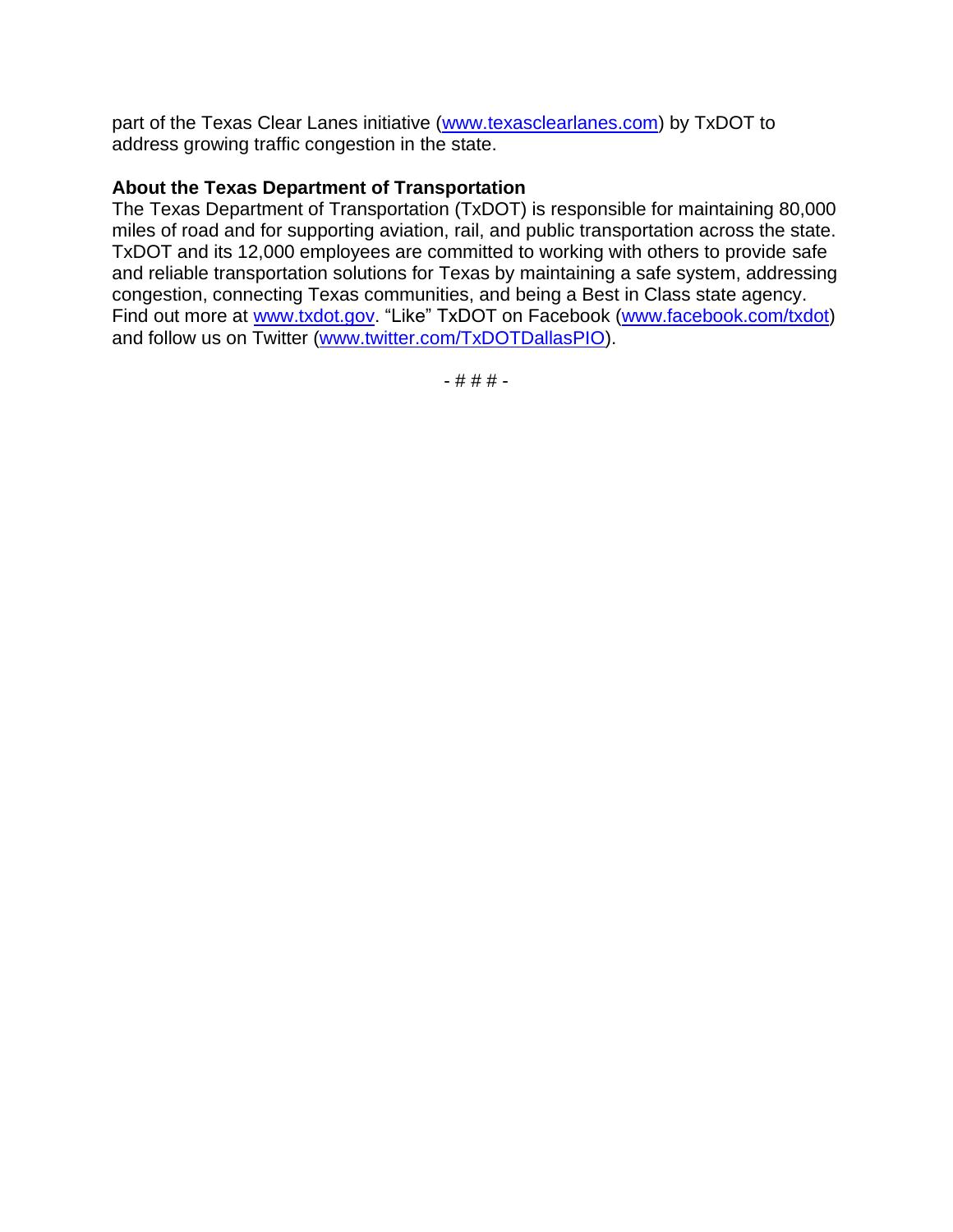part of the Texas Clear Lanes initiative (www.texasclearlanes.com) by TxDOT to address growing traffic congestion in the state.

**About the Texas Department of Transportation**

The Texas Department of Transportation (TxDOT) is responsible for maintaining 80,000 miles of road and for supporting aviation, rail, and public transportation across the state. TxDOT and its 12,000 employees are committed to working with others to provide safe and reliable transportation solutions for Texas by maintaining a safe system, addressing congestion, connecting Texas communities, and being a Best in Class state agency. Find out more at www.txdot.gov. “Like” TxDOT on Facebook (www.facebook.com/txdot) and follow us on Twitter (www.twitter.com/TxDOTDallasPIO).

- # # # -